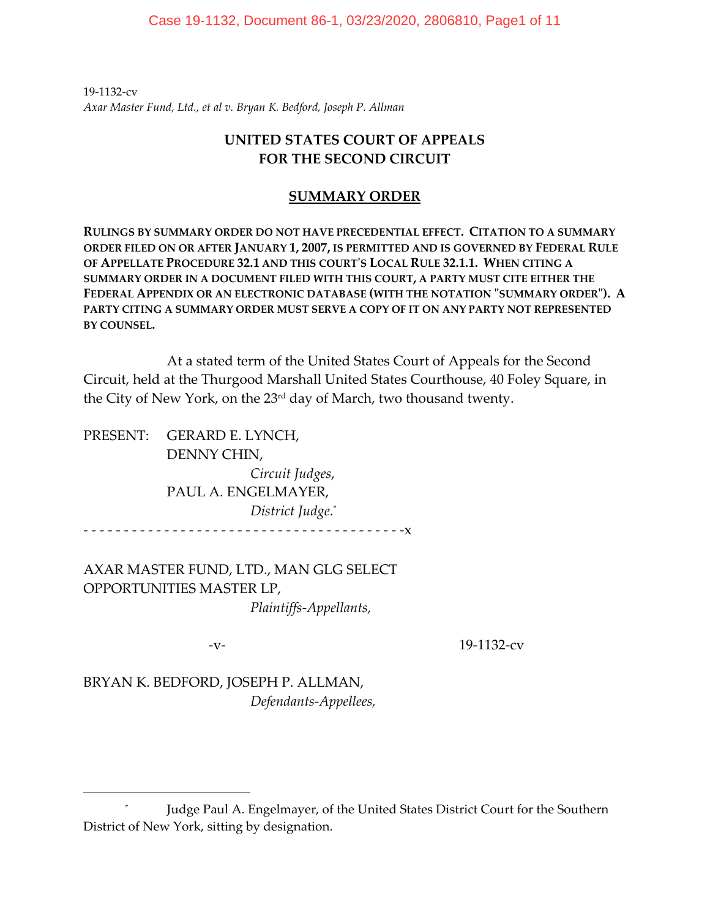19-1132-cv
*Axar Master Fund, Ltd., et al v. Bryan K. Bedford, Joseph P. Allman*

# UNITED STATES COURT OF APPEALS
# FOR THE SECOND CIRCUIT

## SUMMARY ORDER

**RULINGS BY SUMMARY ORDER DO NOT HAVE PRECEDENTIAL EFFECT. CITATION TO A SUMMARY ORDER FILED ON OR AFTER JANUARY 1, 2007, IS PERMITTED AND IS GOVERNED BY FEDERAL RULE OF APPELLATE PROCEDURE 32.1 AND THIS COURT'S LOCAL RULE 32.1.1. WHEN CITING A SUMMARY ORDER IN A DOCUMENT FILED WITH THIS COURT, A PARTY MUST CITE EITHER THE FEDERAL APPENDIX OR AN ELECTRONIC DATABASE (WITH THE NOTATION "SUMMARY ORDER"). A PARTY CITING A SUMMARY ORDER MUST SERVE A COPY OF IT ON ANY PARTY NOT REPRESENTED BY COUNSEL.**

At a stated term of the United States Court of Appeals for the Second Circuit, held at the Thurgood Marshall United States Courthouse, 40 Foley Square, in the City of New York, on the 23rd day of March, two thousand twenty.

PRESENT: GERARD E. LYNCH,
DENNY CHIN,
*Circuit Judges*,
PAUL A. ENGELMAYER,
*District Judge*.*

- - - - - - - - - - - - - - - - - - - - - - - - - - - - - - - - - - - - - - - -x

AXAR MASTER FUND, LTD., MAN GLG SELECT OPPORTUNITIES MASTER LP,
*Plaintiffs-Appellants,*

-v- 19-1132-cv

BRYAN K. BEDFORD, JOSEPH P. ALLMAN,
*Defendants-Appellees,*

---

* Judge Paul A. Engelmayer, of the United States District Court for the Southern District of New York, sitting by designation.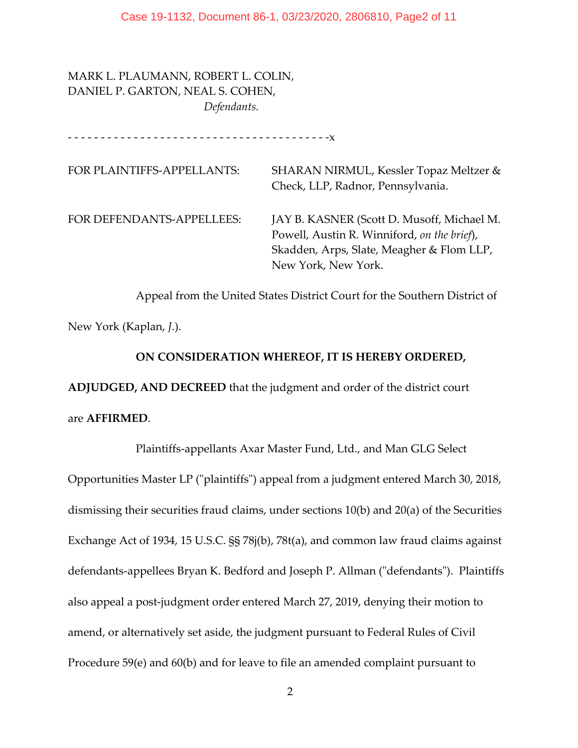MARK L. PLAUMANN, ROBERT L. COLIN, DANIEL P. GARTON, NEAL S. COHEN,

*Defendants.*

- - - - - - - - - - - - - - - - - - - - - - - - - - - - - - - - - - - - - - - -x

| | |
|---|---|
| FOR PLAINTIFFS-APPELLANTS: | SHARAN NIRMUL, Kessler Topaz Meltzer & Check, LLP, Radnor, Pennsylvania. |
| FOR DEFENDANTS-APPELLEES: | JAY B. KASNER (Scott D. Musoff, Michael M. Powell, Austin R. Winniford, *on the brief*), Skadden, Arps, Slate, Meagher & Flom LLP, New York, New York. |

Appeal from the United States District Court for the Southern District of New York (Kaplan, *J.*).

**ON CONSIDERATION WHEREOF, IT IS HEREBY ORDERED, ADJUDGED, AND DECREED** that the judgment and order of the district court are **AFFIRMED**.

Plaintiffs-appellants Axar Master Fund, Ltd., and Man GLG Select Opportunities Master LP ("plaintiffs") appeal from a judgment entered March 30, 2018, dismissing their securities fraud claims, under sections 10(b) and 20(a) of the Securities Exchange Act of 1934, 15 U.S.C. §§ 78j(b), 78t(a), and common law fraud claims against defendants-appellees Bryan K. Bedford and Joseph P. Allman ("defendants"). Plaintiffs also appeal a post-judgment order entered March 27, 2019, denying their motion to amend, or alternatively set aside, the judgment pursuant to Federal Rules of Civil Procedure 59(e) and 60(b) and for leave to file an amended complaint pursuant to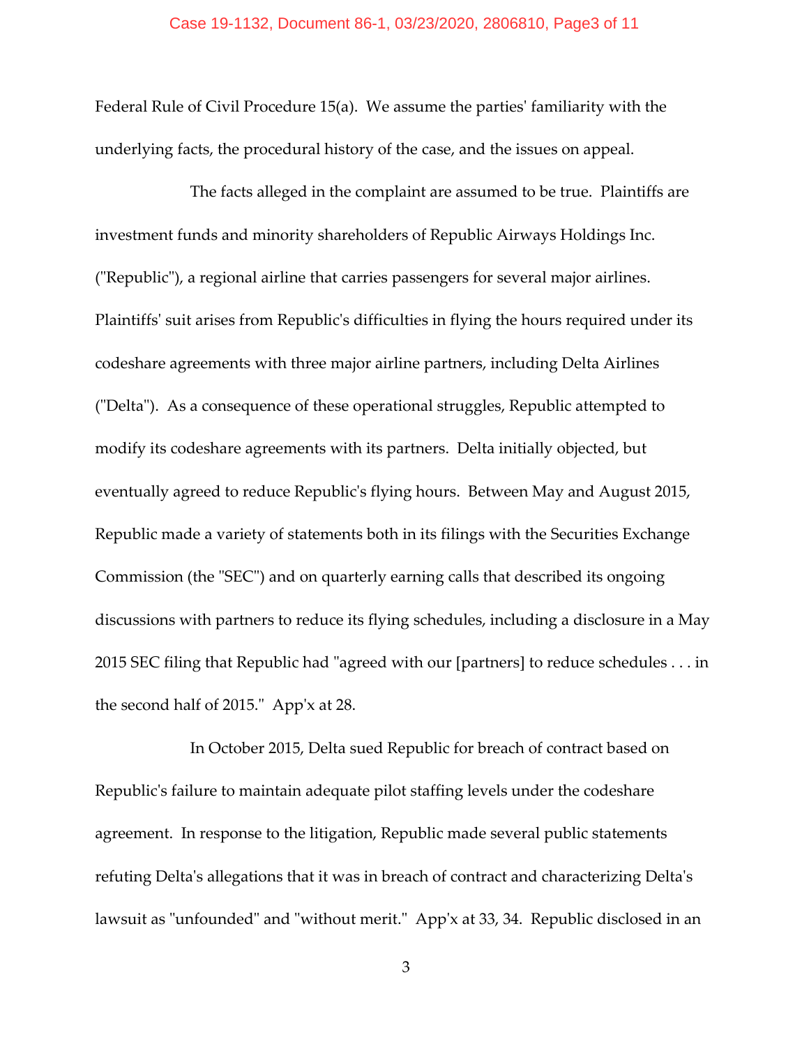Federal Rule of Civil Procedure 15(a). We assume the parties' familiarity with the underlying facts, the procedural history of the case, and the issues on appeal.

The facts alleged in the complaint are assumed to be true. Plaintiffs are investment funds and minority shareholders of Republic Airways Holdings Inc. ("Republic"), a regional airline that carries passengers for several major airlines. Plaintiffs' suit arises from Republic's difficulties in flying the hours required under its codeshare agreements with three major airline partners, including Delta Airlines ("Delta"). As a consequence of these operational struggles, Republic attempted to modify its codeshare agreements with its partners. Delta initially objected, but eventually agreed to reduce Republic's flying hours. Between May and August 2015, Republic made a variety of statements both in its filings with the Securities Exchange Commission (the "SEC") and on quarterly earning calls that described its ongoing discussions with partners to reduce its flying schedules, including a disclosure in a May 2015 SEC filing that Republic had "agreed with our [partners] to reduce schedules . . . in the second half of 2015." App'x at 28.

In October 2015, Delta sued Republic for breach of contract based on Republic's failure to maintain adequate pilot staffing levels under the codeshare agreement. In response to the litigation, Republic made several public statements refuting Delta's allegations that it was in breach of contract and characterizing Delta's lawsuit as "unfounded" and "without merit." App'x at 33, 34. Republic disclosed in an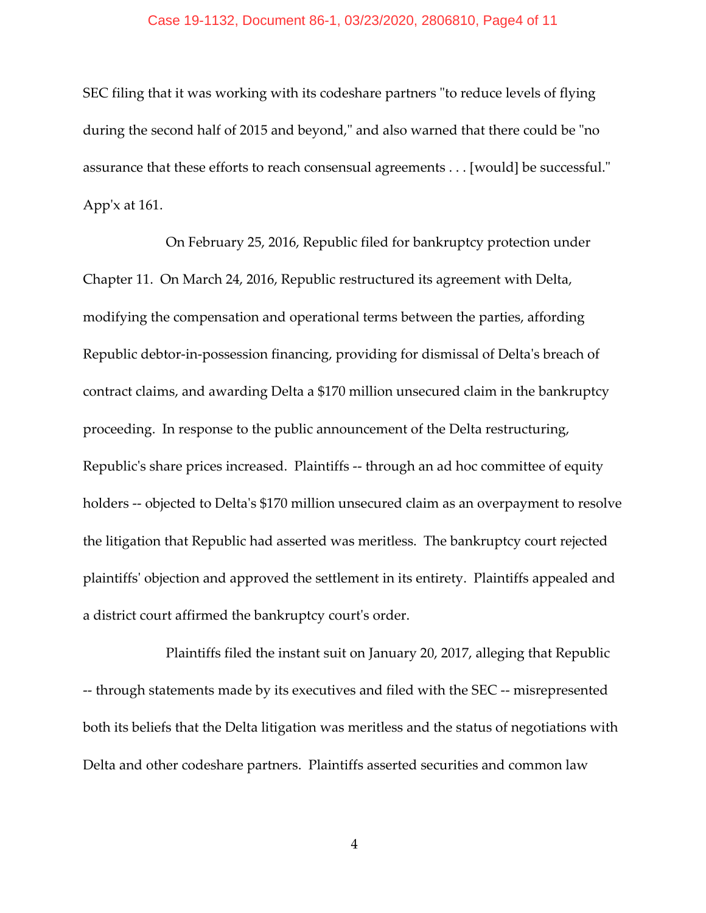SEC filing that it was working with its codeshare partners "to reduce levels of flying during the second half of 2015 and beyond," and also warned that there could be "no assurance that these efforts to reach consensual agreements . . . [would] be successful." App'x at 161.

On February 25, 2016, Republic filed for bankruptcy protection under Chapter 11. On March 24, 2016, Republic restructured its agreement with Delta, modifying the compensation and operational terms between the parties, affording Republic debtor-in-possession financing, providing for dismissal of Delta's breach of contract claims, and awarding Delta a $170 million unsecured claim in the bankruptcy proceeding. In response to the public announcement of the Delta restructuring, Republic's share prices increased. Plaintiffs -- through an ad hoc committee of equity holders -- objected to Delta's $170 million unsecured claim as an overpayment to resolve the litigation that Republic had asserted was meritless. The bankruptcy court rejected plaintiffs' objection and approved the settlement in its entirety. Plaintiffs appealed and a district court affirmed the bankruptcy court's order.

Plaintiffs filed the instant suit on January 20, 2017, alleging that Republic -- through statements made by its executives and filed with the SEC -- misrepresented both its beliefs that the Delta litigation was meritless and the status of negotiations with Delta and other codeshare partners. Plaintiffs asserted securities and common law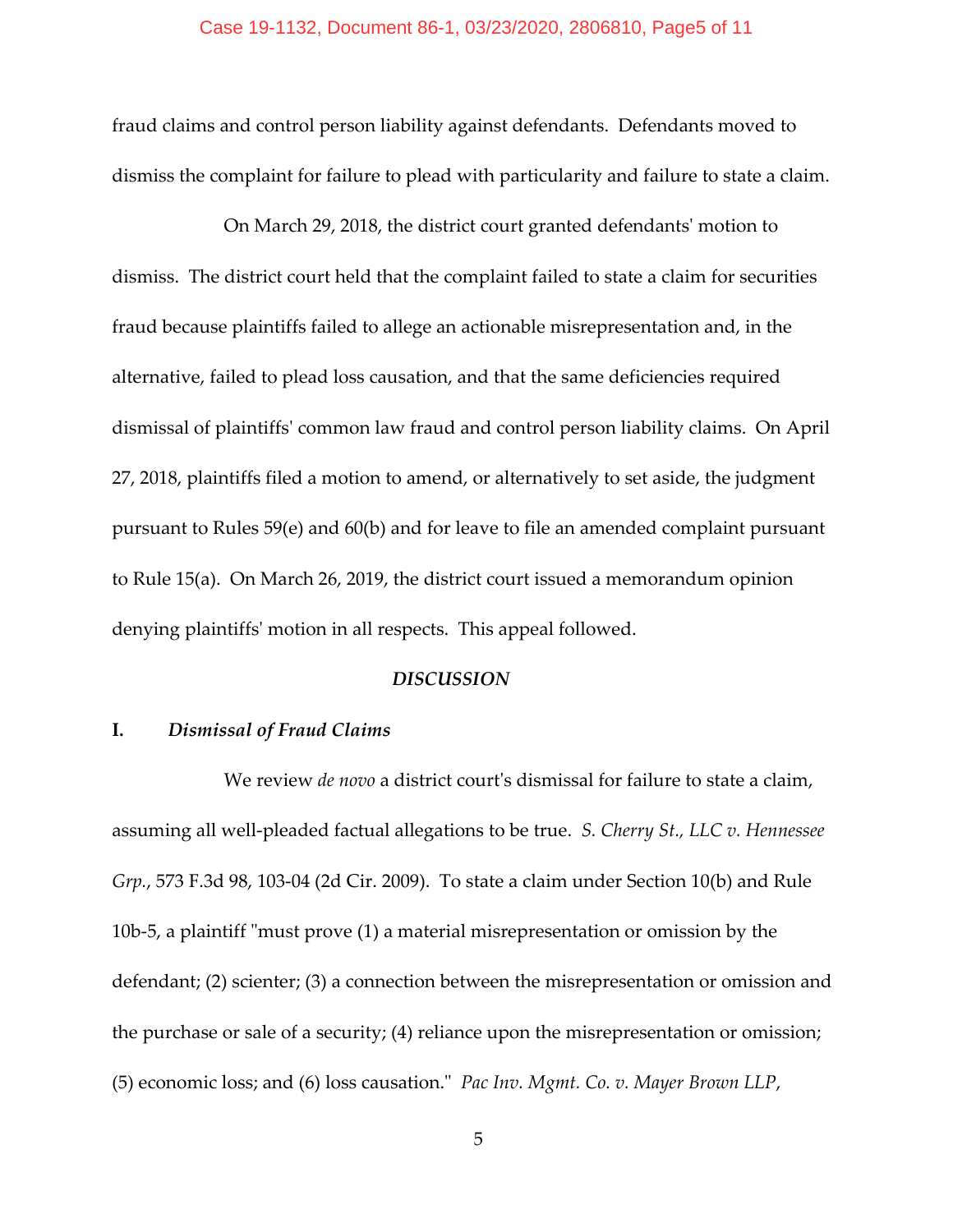fraud claims and control person liability against defendants. Defendants moved to dismiss the complaint for failure to plead with particularity and failure to state a claim.

On March 29, 2018, the district court granted defendants' motion to dismiss. The district court held that the complaint failed to state a claim for securities fraud because plaintiffs failed to allege an actionable misrepresentation and, in the alternative, failed to plead loss causation, and that the same deficiencies required dismissal of plaintiffs' common law fraud and control person liability claims. On April 27, 2018, plaintiffs filed a motion to amend, or alternatively to set aside, the judgment pursuant to Rules 59(e) and 60(b) and for leave to file an amended complaint pursuant to Rule 15(a). On March 26, 2019, the district court issued a memorandum opinion denying plaintiffs' motion in all respects. This appeal followed.

## *DISCUSSION*

### I. *Dismissal of Fraud Claims*

We review *de novo* a district court's dismissal for failure to state a claim, assuming all well-pleaded factual allegations to be true. *S. Cherry St., LLC v. Hennessee Grp.*, 573 F.3d 98, 103-04 (2d Cir. 2009). To state a claim under Section 10(b) and Rule 10b-5, a plaintiff "must prove (1) a material misrepresentation or omission by the defendant; (2) scienter; (3) a connection between the misrepresentation or omission and the purchase or sale of a security; (4) reliance upon the misrepresentation or omission; (5) economic loss; and (6) loss causation." *Pac Inv. Mgmt. Co. v. Mayer Brown LLP*,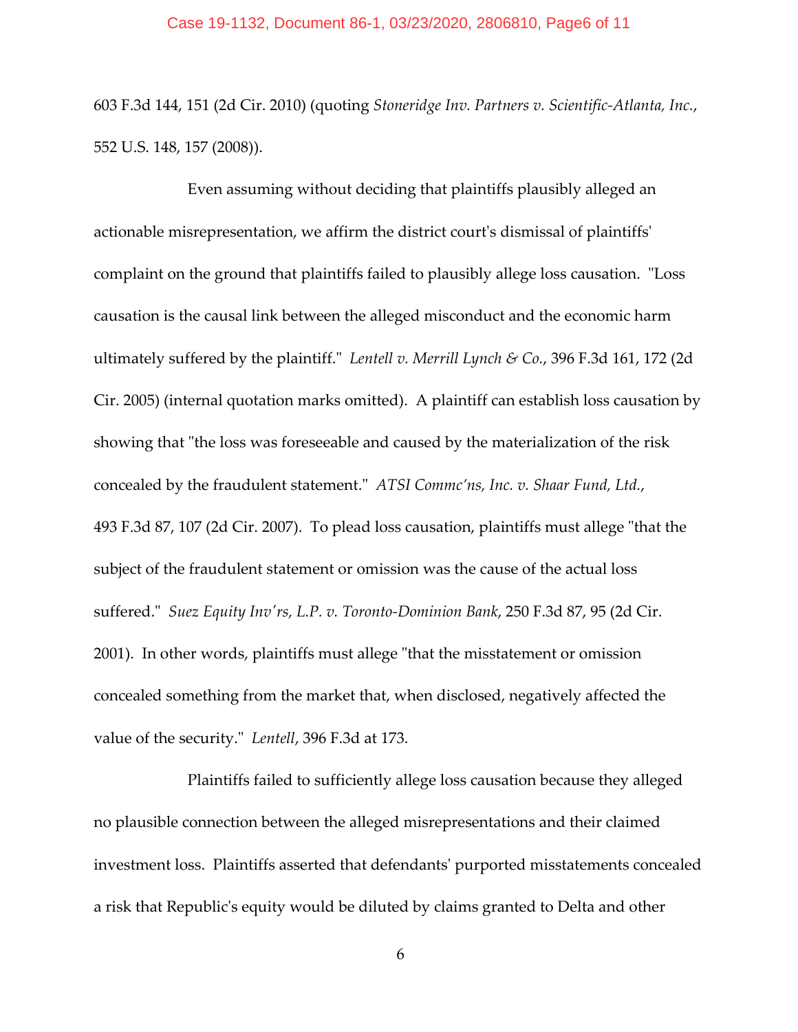603 F.3d 144, 151 (2d Cir. 2010) (quoting *Stoneridge Inv. Partners v. Scientific-Atlanta, Inc.*, 552 U.S. 148, 157 (2008)).

Even assuming without deciding that plaintiffs plausibly alleged an actionable misrepresentation, we affirm the district court's dismissal of plaintiffs' complaint on the ground that plaintiffs failed to plausibly allege loss causation. "Loss causation is the causal link between the alleged misconduct and the economic harm ultimately suffered by the plaintiff." *Lentell v. Merrill Lynch & Co.*, 396 F.3d 161, 172 (2d Cir. 2005) (internal quotation marks omitted). A plaintiff can establish loss causation by showing that "the loss was foreseeable and caused by the materialization of the risk concealed by the fraudulent statement." *ATSI Commc'ns, Inc. v. Shaar Fund, Ltd.*, 493 F.3d 87, 107 (2d Cir. 2007). To plead loss causation, plaintiffs must allege "that the subject of the fraudulent statement or omission was the cause of the actual loss suffered." *Suez Equity Inv'rs, L.P. v. Toronto-Dominion Bank*, 250 F.3d 87, 95 (2d Cir. 2001). In other words, plaintiffs must allege "that the misstatement or omission concealed something from the market that, when disclosed, negatively affected the value of the security." *Lentell*, 396 F.3d at 173.

Plaintiffs failed to sufficiently allege loss causation because they alleged no plausible connection between the alleged misrepresentations and their claimed investment loss. Plaintiffs asserted that defendants' purported misstatements concealed a risk that Republic's equity would be diluted by claims granted to Delta and other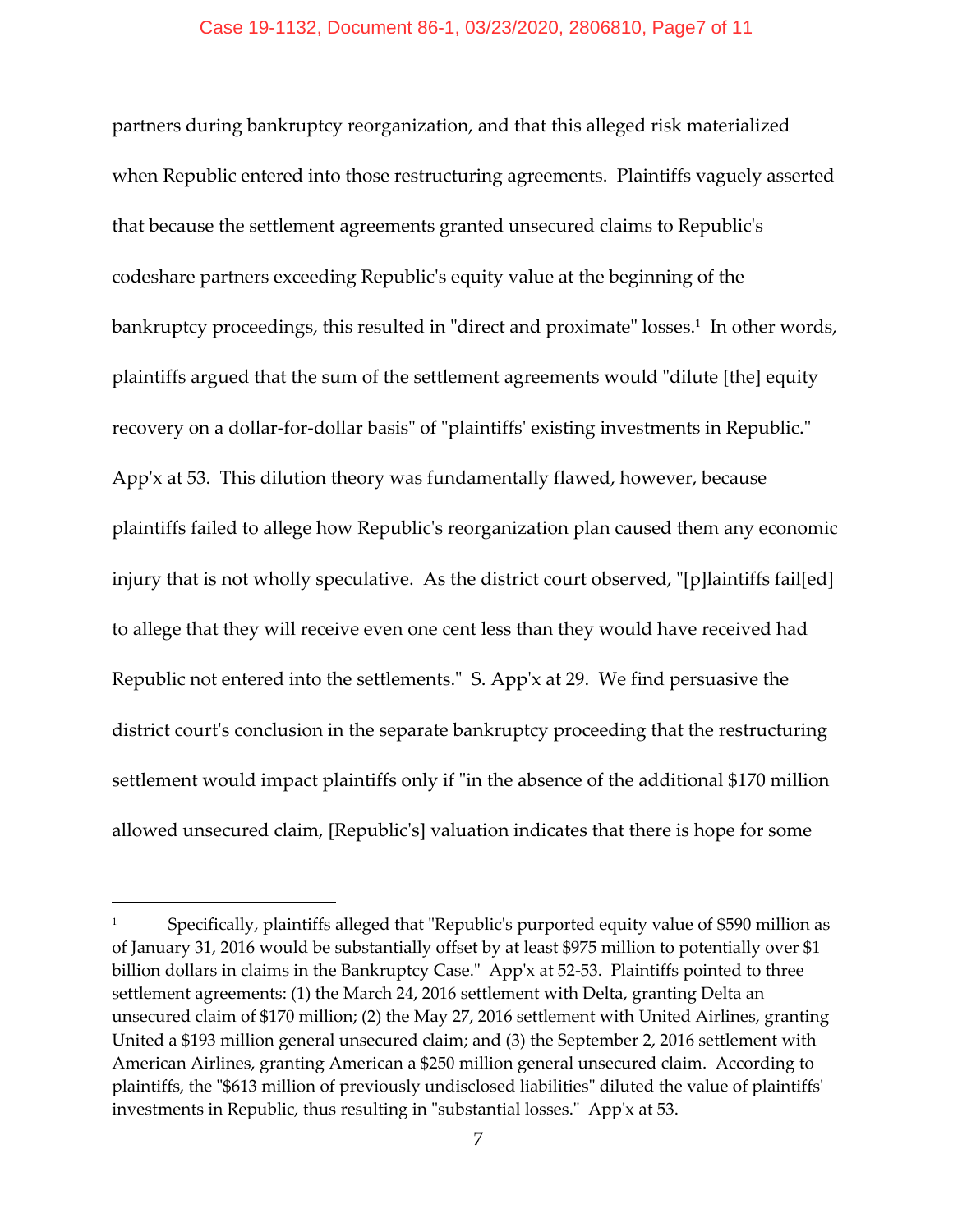partners during bankruptcy reorganization, and that this alleged risk materialized when Republic entered into those restructuring agreements. Plaintiffs vaguely asserted that because the settlement agreements granted unsecured claims to Republic's codeshare partners exceeding Republic's equity value at the beginning of the bankruptcy proceedings, this resulted in "direct and proximate" losses.[1] In other words, plaintiffs argued that the sum of the settlement agreements would "dilute [the] equity recovery on a dollar-for-dollar basis" of "plaintiffs' existing investments in Republic." App'x at 53. This dilution theory was fundamentally flawed, however, because plaintiffs failed to allege how Republic's reorganization plan caused them any economic injury that is not wholly speculative. As the district court observed, "[p]laintiffs fail[ed] to allege that they will receive even one cent less than they would have received had Republic not entered into the settlements." S. App'x at 29. We find persuasive the district court's conclusion in the separate bankruptcy proceeding that the restructuring settlement would impact plaintiffs only if "in the absence of the additional $170 million allowed unsecured claim, [Republic's] valuation indicates that there is hope for some

---

[1] Specifically, plaintiffs alleged that "Republic's purported equity value of $590 million as of January 31, 2016 would be substantially offset by at least $975 million to potentially over $1 billion dollars in claims in the Bankruptcy Case." App'x at 52-53. Plaintiffs pointed to three settlement agreements: (1) the March 24, 2016 settlement with Delta, granting Delta an unsecured claim of $170 million; (2) the May 27, 2016 settlement with United Airlines, granting United a $193 million general unsecured claim; and (3) the September 2, 2016 settlement with American Airlines, granting American a $250 million general unsecured claim. According to plaintiffs, the "$613 million of previously undisclosed liabilities" diluted the value of plaintiffs' investments in Republic, thus resulting in "substantial losses." App'x at 53.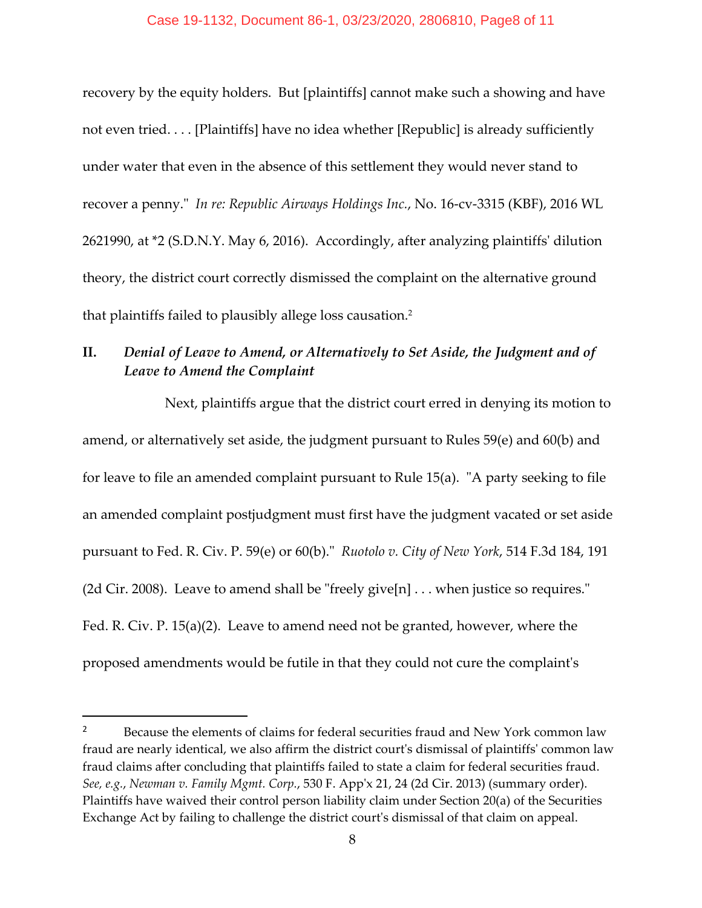recovery by the equity holders. But [plaintiffs] cannot make such a showing and have not even tried. . . . [Plaintiffs] have no idea whether [Republic] is already sufficiently under water that even in the absence of this settlement they would never stand to recover a penny." *In re: Republic Airways Holdings Inc.*, No. 16-cv-3315 (KBF), 2016 WL 2621990, at *2 (S.D.N.Y. May 6, 2016). Accordingly, after analyzing plaintiffs' dilution theory, the district court correctly dismissed the complaint on the alternative ground that plaintiffs failed to plausibly allege loss causation.[2]

## II. *Denial of Leave to Amend, or Alternatively to Set Aside, the Judgment and of Leave to Amend the Complaint*

Next, plaintiffs argue that the district court erred in denying its motion to amend, or alternatively set aside, the judgment pursuant to Rules 59(e) and 60(b) and for leave to file an amended complaint pursuant to Rule 15(a). "A party seeking to file an amended complaint postjudgment must first have the judgment vacated or set aside pursuant to Fed. R. Civ. P. 59(e) or 60(b)." *Ruotolo v. City of New York*, 514 F.3d 184, 191 (2d Cir. 2008). Leave to amend shall be "freely give[n] . . . when justice so requires." Fed. R. Civ. P. 15(a)(2). Leave to amend need not be granted, however, where the proposed amendments would be futile in that they could not cure the complaint's

---

[2] Because the elements of claims for federal securities fraud and New York common law fraud are nearly identical, we also affirm the district court's dismissal of plaintiffs' common law fraud claims after concluding that plaintiffs failed to state a claim for federal securities fraud. *See, e.g.*, *Newman v. Family Mgmt. Corp.*, 530 F. App'x 21, 24 (2d Cir. 2013) (summary order). Plaintiffs have waived their control person liability claim under Section 20(a) of the Securities Exchange Act by failing to challenge the district court's dismissal of that claim on appeal.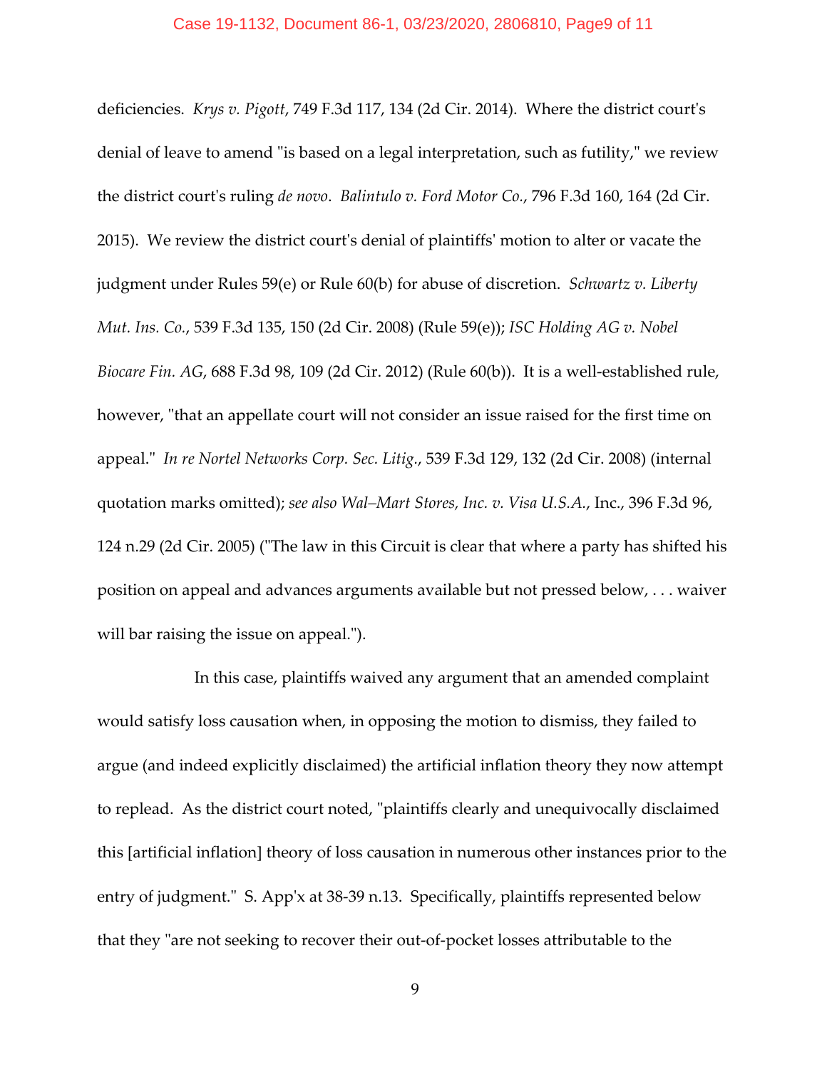deficiencies. *Krys v. Pigott*, 749 F.3d 117, 134 (2d Cir. 2014). Where the district court's denial of leave to amend "is based on a legal interpretation, such as futility," we review the district court's ruling *de novo*. *Balintulo v. Ford Motor Co.*, 796 F.3d 160, 164 (2d Cir. 2015). We review the district court's denial of plaintiffs' motion to alter or vacate the judgment under Rules 59(e) or Rule 60(b) for abuse of discretion. *Schwartz v. Liberty Mut. Ins. Co.*, 539 F.3d 135, 150 (2d Cir. 2008) (Rule 59(e)); *ISC Holding AG v. Nobel Biocare Fin. AG*, 688 F.3d 98, 109 (2d Cir. 2012) (Rule 60(b)). It is a well-established rule, however, "that an appellate court will not consider an issue raised for the first time on appeal." *In re Nortel Networks Corp. Sec. Litig.*, 539 F.3d 129, 132 (2d Cir. 2008) (internal quotation marks omitted); *see also Wal–Mart Stores, Inc. v. Visa U.S.A.*, Inc., 396 F.3d 96, 124 n.29 (2d Cir. 2005) ("The law in this Circuit is clear that where a party has shifted his position on appeal and advances arguments available but not pressed below, . . . waiver will bar raising the issue on appeal.").

In this case, plaintiffs waived any argument that an amended complaint would satisfy loss causation when, in opposing the motion to dismiss, they failed to argue (and indeed explicitly disclaimed) the artificial inflation theory they now attempt to replead. As the district court noted, "plaintiffs clearly and unequivocally disclaimed this [artificial inflation] theory of loss causation in numerous other instances prior to the entry of judgment." S. App'x at 38-39 n.13. Specifically, plaintiffs represented below that they "are not seeking to recover their out-of-pocket losses attributable to the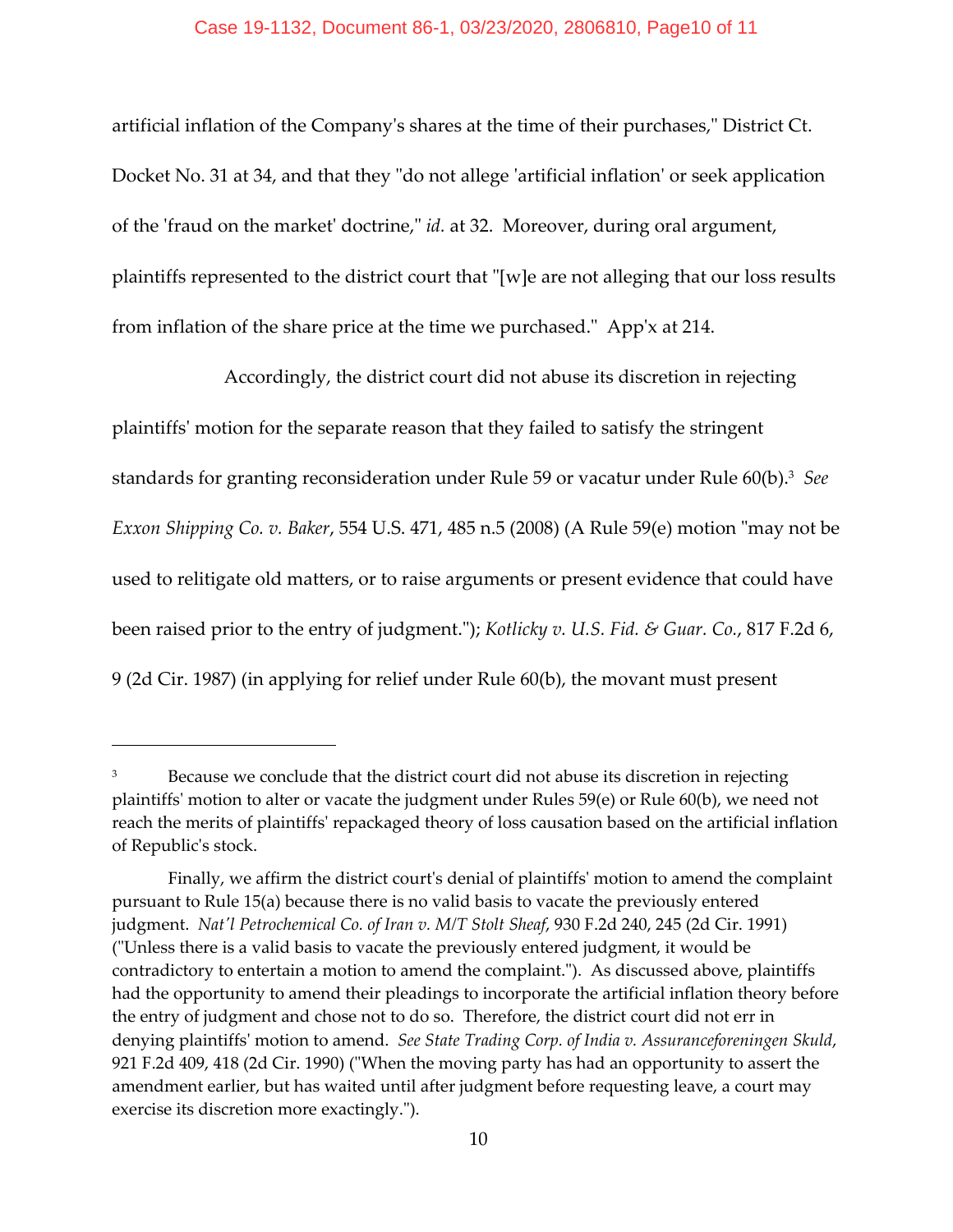artificial inflation of the Company's shares at the time of their purchases," District Ct. Docket No. 31 at 34, and that they "do not allege 'artificial inflation' or seek application of the 'fraud on the market' doctrine," *id.* at 32. Moreover, during oral argument, plaintiffs represented to the district court that "[w]e are not alleging that our loss results from inflation of the share price at the time we purchased." App'x at 214.

Accordingly, the district court did not abuse its discretion in rejecting plaintiffs' motion for the separate reason that they failed to satisfy the stringent standards for granting reconsideration under Rule 59 or vacatur under Rule 60(b).[3] *See Exxon Shipping Co. v. Baker*, 554 U.S. 471, 485 n.5 (2008) (A Rule 59(e) motion "may not be used to relitigate old matters, or to raise arguments or present evidence that could have been raised prior to the entry of judgment."); *Kotlicky v. U.S. Fid. & Guar. Co.*, 817 F.2d 6, 9 (2d Cir. 1987) (in applying for relief under Rule 60(b), the movant must present

---

[3] Because we conclude that the district court did not abuse its discretion in rejecting plaintiffs' motion to alter or vacate the judgment under Rules 59(e) or Rule 60(b), we need not reach the merits of plaintiffs' repackaged theory of loss causation based on the artificial inflation of Republic's stock.

Finally, we affirm the district court's denial of plaintiffs' motion to amend the complaint pursuant to Rule 15(a) because there is no valid basis to vacate the previously entered judgment. *Nat'l Petrochemical Co. of Iran v. M/T Stolt Sheaf*, 930 F.2d 240, 245 (2d Cir. 1991) ("Unless there is a valid basis to vacate the previously entered judgment, it would be contradictory to entertain a motion to amend the complaint."). As discussed above, plaintiffs had the opportunity to amend their pleadings to incorporate the artificial inflation theory before the entry of judgment and chose not to do so. Therefore, the district court did not err in denying plaintiffs' motion to amend. *See State Trading Corp. of India v. Assuranceforeningen Skuld*, 921 F.2d 409, 418 (2d Cir. 1990) ("When the moving party has had an opportunity to assert the amendment earlier, but has waited until after judgment before requesting leave, a court may exercise its discretion more exactingly.").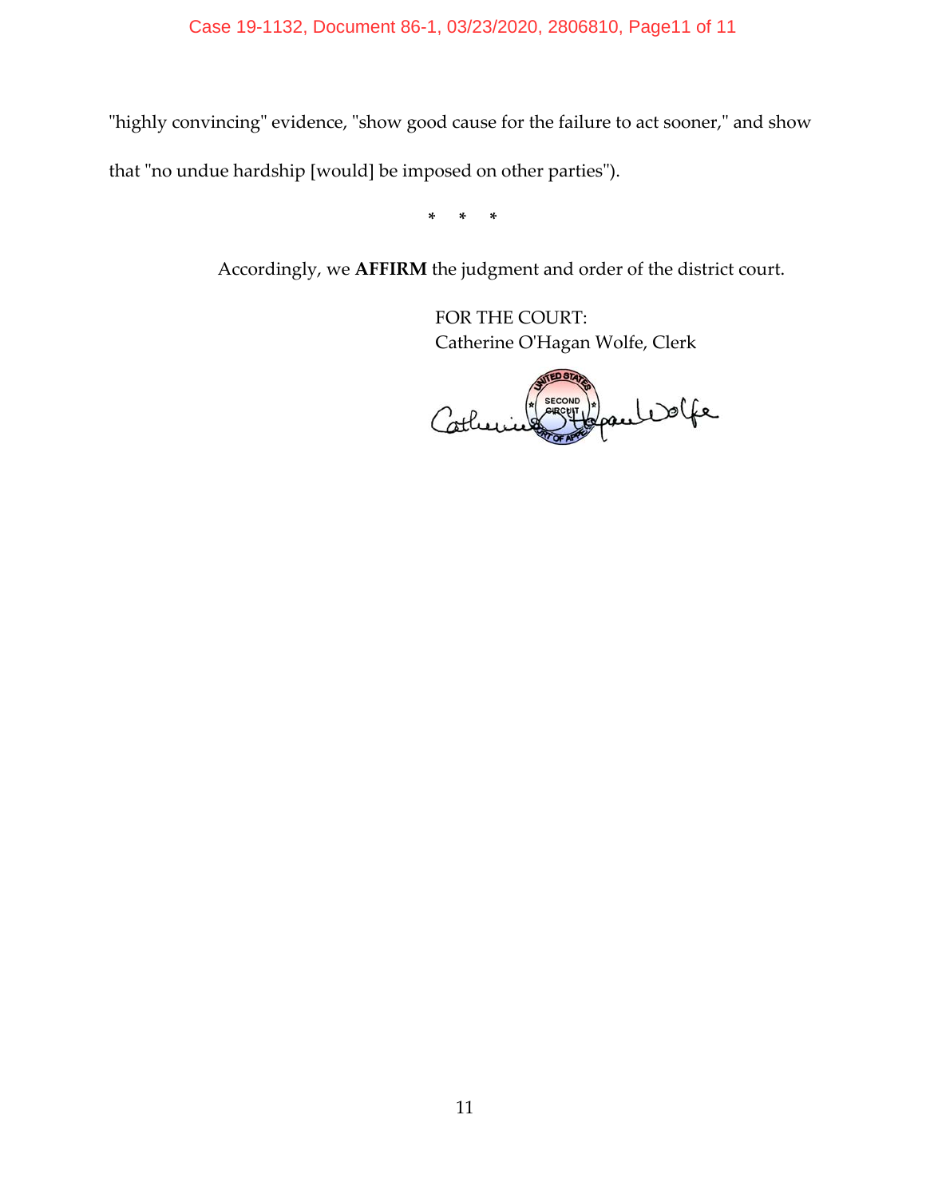"highly convincing" evidence, "show good cause for the failure to act sooner," and show that "no undue hardship [would] be imposed on other parties").

\* \* \*

Accordingly, we **AFFIRM** the judgment and order of the district court.

FOR THE COURT:
Catherine O'Hagan Wolfe, Clerk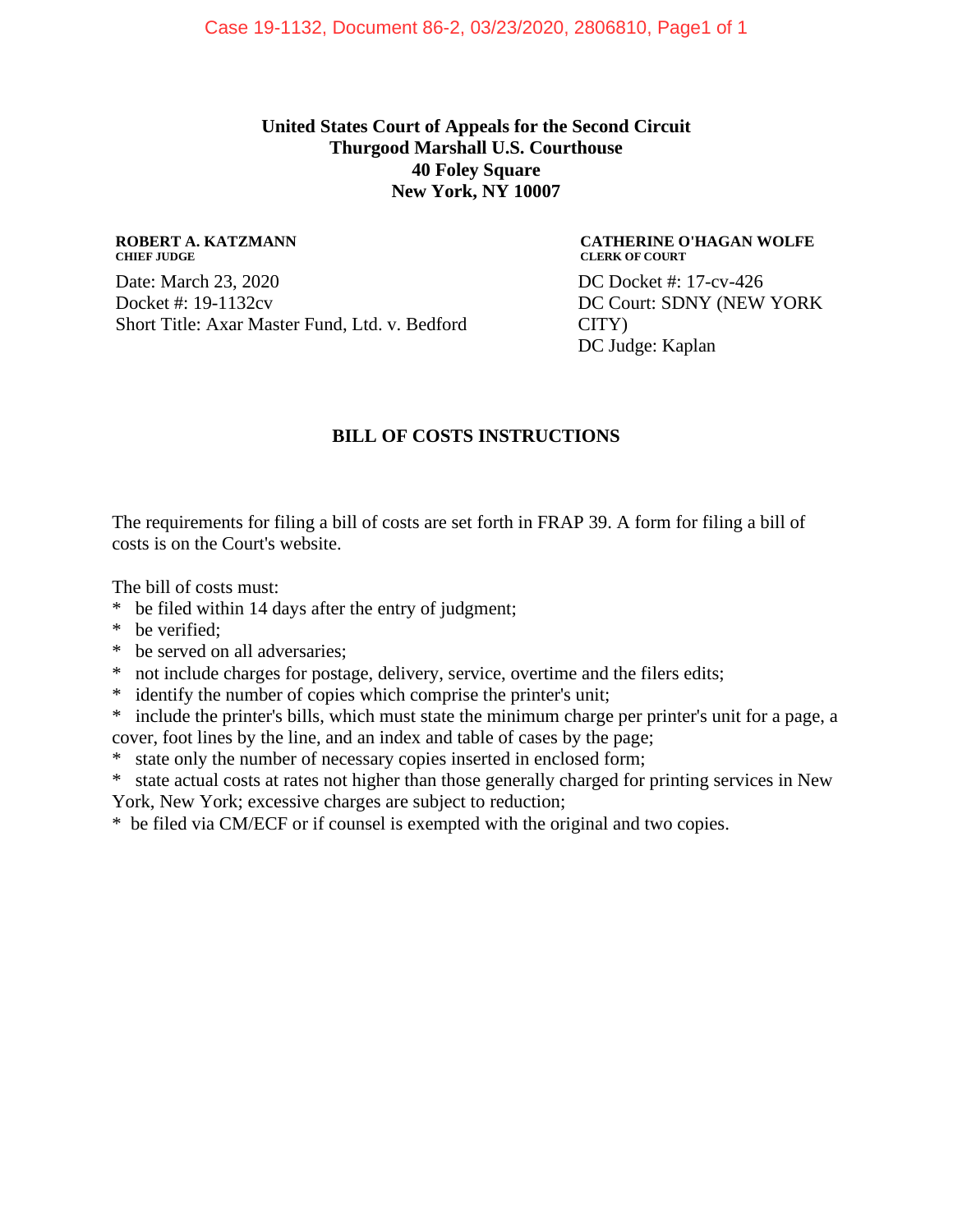**United States Court of Appeals for the Second Circuit**
**Thurgood Marshall U.S. Courthouse**
**40 Foley Square**
**New York, NY 10007**

**ROBERT A. KATZMANN**
**CHIEF JUDGE**

**CATHERINE O'HAGAN WOLFE**
**CLERK OF COURT**

Date: March 23, 2020
Docket #: 19-1132cv
Short Title: Axar Master Fund, Ltd. v. Bedford

DC Docket #: 17-cv-426
DC Court: SDNY (NEW YORK CITY)
DC Judge: Kaplan

**BILL OF COSTS INSTRUCTIONS**

The requirements for filing a bill of costs are set forth in FRAP 39. A form for filing a bill of costs is on the Court's website.

The bill of costs must:

* be filed within 14 days after the entry of judgment;
* be verified;
* be served on all adversaries;
* not include charges for postage, delivery, service, overtime and the filers edits;
* identify the number of copies which comprise the printer's unit;
* include the printer's bills, which must state the minimum charge per printer's unit for a page, a cover, foot lines by the line, and an index and table of cases by the page;
* state only the number of necessary copies inserted in enclosed form;
* state actual costs at rates not higher than those generally charged for printing services in New York, New York; excessive charges are subject to reduction;
* be filed via CM/ECF or if counsel is exempted with the original and two copies.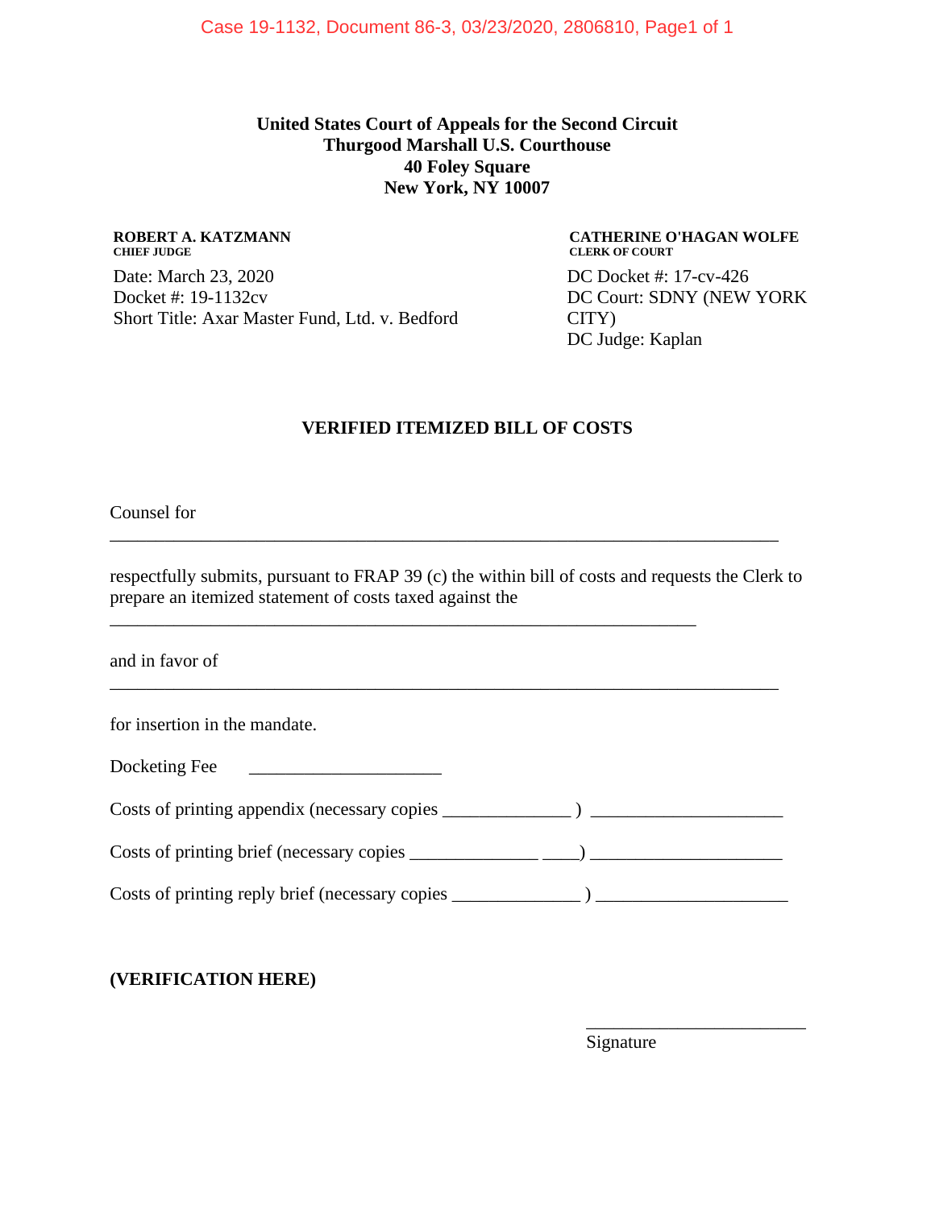**United States Court of Appeals for the Second Circuit**
**Thurgood Marshall U.S. Courthouse**
**40 Foley Square**
**New York, NY 10007**

**ROBERT A. KATZMANN**
**CHIEF JUDGE**

Date: March 23, 2020
Docket #: 19-1132cv
Short Title: Axar Master Fund, Ltd. v. Bedford

**CATHERINE O'HAGAN WOLFE**
**CLERK OF COURT**

DC Docket #: 17-cv-426
DC Court: SDNY (NEW YORK CITY)
DC Judge: Kaplan

## VERIFIED ITEMIZED BILL OF COSTS

Counsel for

_______________________________________________________________________

respectfully submits, pursuant to FRAP 39 (c) the within bill of costs and requests the Clerk to prepare an itemized statement of costs taxed against the

_______________________________________________________________

and in favor of

_______________________________________________________________________

for insertion in the mandate.

Docketing Fee _____________________

Costs of printing appendix (necessary copies ______________ ) _____________________

Costs of printing brief (necessary copies ______________ ____) _____________________

Costs of printing reply brief (necessary copies ______________ ) _____________________

**(VERIFICATION HERE)**

________________________
Signature